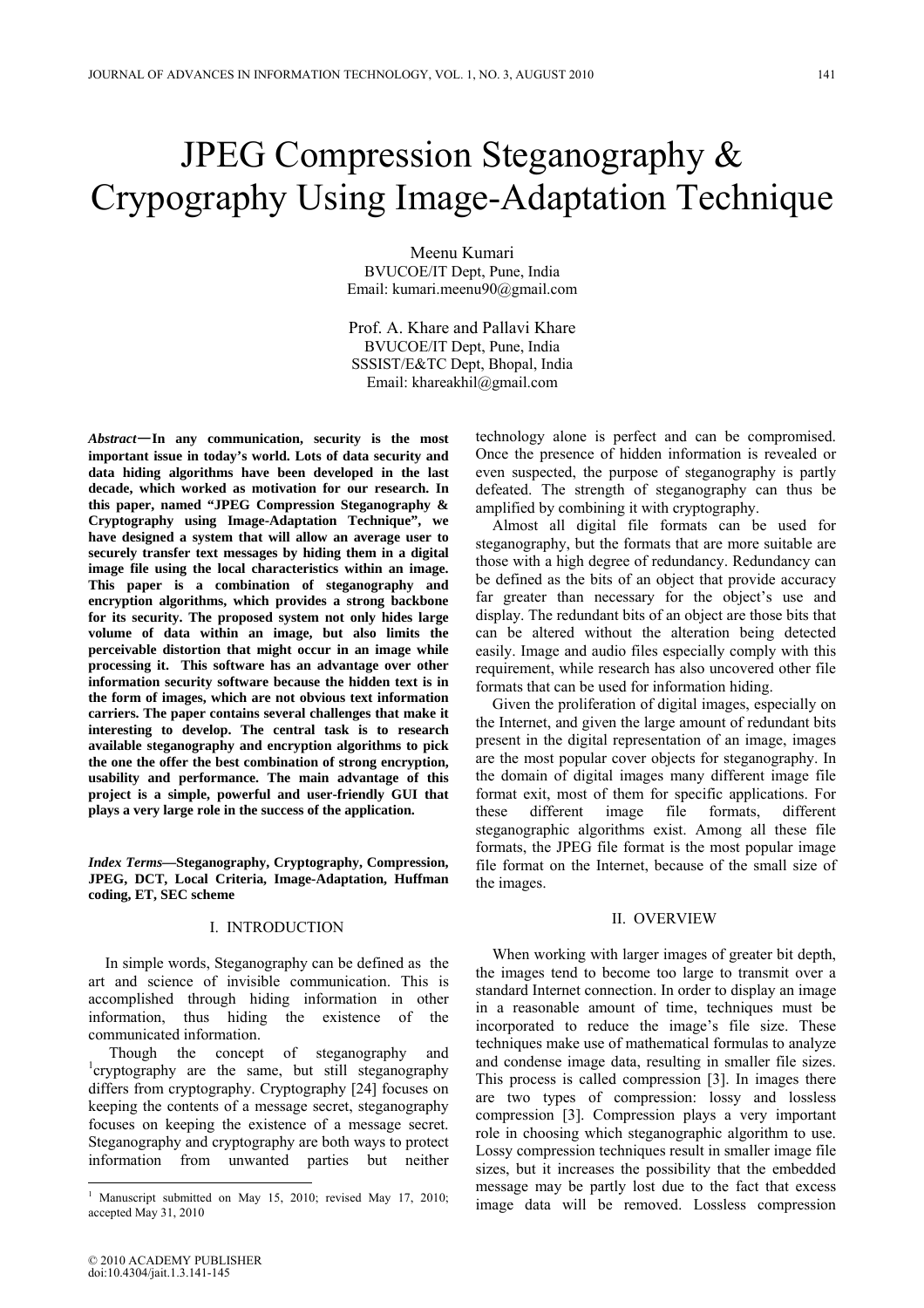# JPEG Compression Steganography & Crypography Using Image-Adaptation Technique

Meenu Kumari
BVUCOE/IT Dept, Pune, India
Email: kumari.meenu90@gmail.com

Prof. A. Khare and Pallavi Khare
BVUCOE/IT Dept, Pune, India
SSSIST/E&TC Dept, Bhopal, India
Email: khareakhil@gmail.com

***Abstract*—In any communication, security is the most important issue in today's world. Lots of data security and data hiding algorithms have been developed in the last decade, which worked as motivation for our research. In this paper, named "JPEG Compression Steganography & Cryptography using Image-Adaptation Technique", we have designed a system that will allow an average user to securely transfer text messages by hiding them in a digital image file using the local characteristics within an image. This paper is a combination of steganography and encryption algorithms, which provides a strong backbone for its security. The proposed system not only hides large volume of data within an image, but also limits the perceivable distortion that might occur in an image while processing it. This software has an advantage over other information security software because the hidden text is in the form of images, which are not obvious text information carriers. The paper contains several challenges that make it interesting to develop. The central task is to research available steganography and encryption algorithms to pick the one the offer the best combination of strong encryption, usability and performance. The main advantage of this project is a simple, powerful and user-friendly GUI that plays a very large role in the success of the application.**

***Index Terms*—Steganography, Cryptography, Compression, JPEG, DCT, Local Criteria, Image-Adaptation, Huffman coding, ET, SEC scheme**

## I. INTRODUCTION

In simple words, Steganography can be defined as the art and science of invisible communication. This is accomplished through hiding information in other information, thus hiding the existence of the communicated information.

Though the concept of steganography and [1]cryptography are the same, but still steganography differs from cryptography. Cryptography [24] focuses on keeping the contents of a message secret, steganography focuses on keeping the existence of a message secret. Steganography and cryptography are both ways to protect information from unwanted parties but neither technology alone is perfect and can be compromised. Once the presence of hidden information is revealed or even suspected, the purpose of steganography is partly defeated. The strength of steganography can thus be amplified by combining it with cryptography.

Almost all digital file formats can be used for steganography, but the formats that are more suitable are those with a high degree of redundancy. Redundancy can be defined as the bits of an object that provide accuracy far greater than necessary for the object's use and display. The redundant bits of an object are those bits that can be altered without the alteration being detected easily. Image and audio files especially comply with this requirement, while research has also uncovered other file formats that can be used for information hiding.

Given the proliferation of digital images, especially on the Internet, and given the large amount of redundant bits present in the digital representation of an image, images are the most popular cover objects for steganography. In the domain of digital images many different image file format exit, most of them for specific applications. For these different image file formats, different steganographic algorithms exist. Among all these file formats, the JPEG file format is the most popular image file format on the Internet, because of the small size of the images.

## II. OVERVIEW

When working with larger images of greater bit depth, the images tend to become too large to transmit over a standard Internet connection. In order to display an image in a reasonable amount of time, techniques must be incorporated to reduce the image's file size. These techniques make use of mathematical formulas to analyze and condense image data, resulting in smaller file sizes. This process is called compression [3]. In images there are two types of compression: lossy and lossless compression [3]. Compression plays a very important role in choosing which steganographic algorithm to use. Lossy compression techniques result in smaller image file sizes, but it increases the possibility that the embedded message may be partly lost due to the fact that excess image data will be removed. Lossless compression

[1] Manuscript submitted on May 15, 2010; revised May 17, 2010; accepted May 31, 2010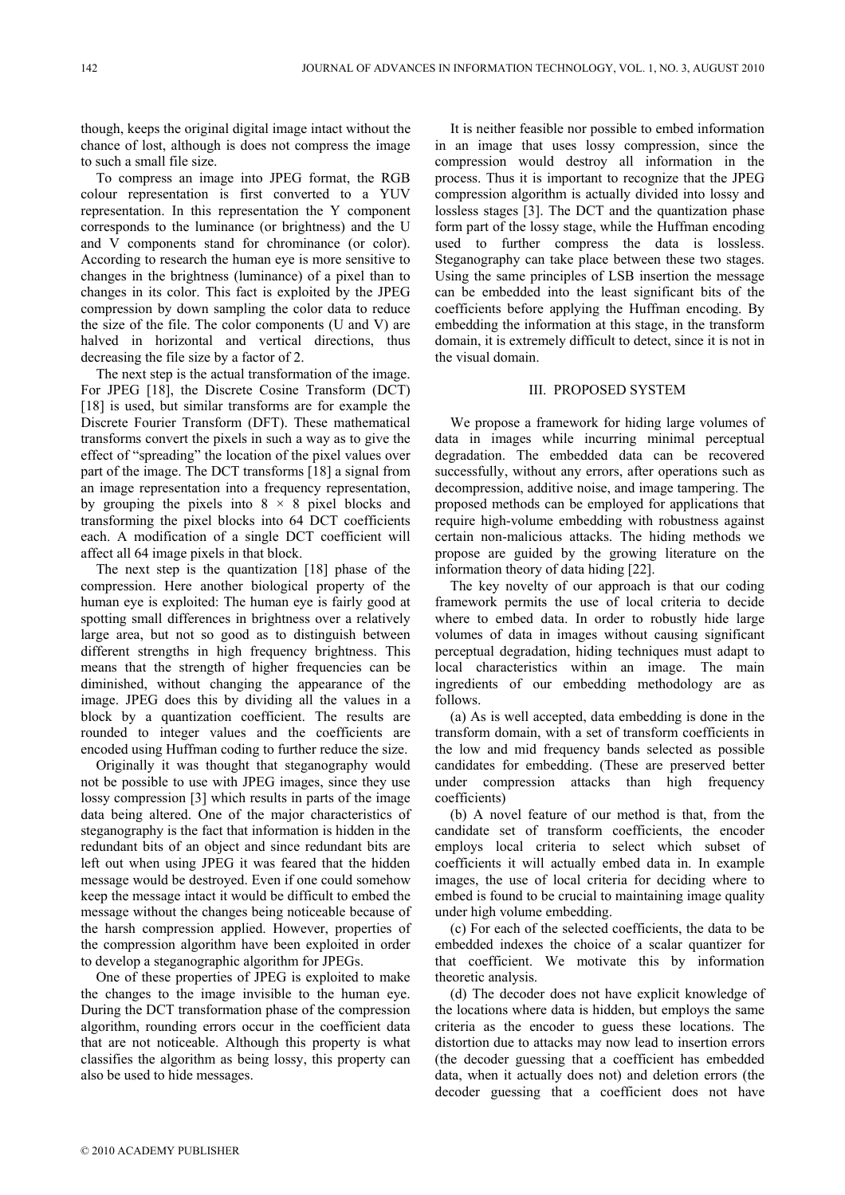though, keeps the original digital image intact without the chance of lost, although is does not compress the image to such a small file size.

To compress an image into JPEG format, the RGB colour representation is first converted to a YUV representation. In this representation the Y component corresponds to the luminance (or brightness) and the U and V components stand for chrominance (or color). According to research the human eye is more sensitive to changes in the brightness (luminance) of a pixel than to changes in its color. This fact is exploited by the JPEG compression by down sampling the color data to reduce the size of the file. The color components (U and V) are halved in horizontal and vertical directions, thus decreasing the file size by a factor of 2.

The next step is the actual transformation of the image. For JPEG [18], the Discrete Cosine Transform (DCT) [18] is used, but similar transforms are for example the Discrete Fourier Transform (DFT). These mathematical transforms convert the pixels in such a way as to give the effect of "spreading" the location of the pixel values over part of the image. The DCT transforms [18] a signal from an image representation into a frequency representation, by grouping the pixels into $8 \times 8$ pixel blocks and transforming the pixel blocks into 64 DCT coefficients each. A modification of a single DCT coefficient will affect all 64 image pixels in that block.

The next step is the quantization [18] phase of the compression. Here another biological property of the human eye is exploited: The human eye is fairly good at spotting small differences in brightness over a relatively large area, but not so good as to distinguish between different strengths in high frequency brightness. This means that the strength of higher frequencies can be diminished, without changing the appearance of the image. JPEG does this by dividing all the values in a block by a quantization coefficient. The results are rounded to integer values and the coefficients are encoded using Huffman coding to further reduce the size.

Originally it was thought that steganography would not be possible to use with JPEG images, since they use lossy compression [3] which results in parts of the image data being altered. One of the major characteristics of steganography is the fact that information is hidden in the redundant bits of an object and since redundant bits are left out when using JPEG it was feared that the hidden message would be destroyed. Even if one could somehow keep the message intact it would be difficult to embed the message without the changes being noticeable because of the harsh compression applied. However, properties of the compression algorithm have been exploited in order to develop a steganographic algorithm for JPEGs.

One of these properties of JPEG is exploited to make the changes to the image invisible to the human eye. During the DCT transformation phase of the compression algorithm, rounding errors occur in the coefficient data that are not noticeable. Although this property is what classifies the algorithm as being lossy, this property can also be used to hide messages.

It is neither feasible nor possible to embed information in an image that uses lossy compression, since the compression would destroy all information in the process. Thus it is important to recognize that the JPEG compression algorithm is actually divided into lossy and lossless stages [3]. The DCT and the quantization phase form part of the lossy stage, while the Huffman encoding used to further compress the data is lossless. Steganography can take place between these two stages. Using the same principles of LSB insertion the message can be embedded into the least significant bits of the coefficients before applying the Huffman encoding. By embedding the information at this stage, in the transform domain, it is extremely difficult to detect, since it is not in the visual domain.

## III. PROPOSED SYSTEM

We propose a framework for hiding large volumes of data in images while incurring minimal perceptual degradation. The embedded data can be recovered successfully, without any errors, after operations such as decompression, additive noise, and image tampering. The proposed methods can be employed for applications that require high-volume embedding with robustness against certain non-malicious attacks. The hiding methods we propose are guided by the growing literature on the information theory of data hiding [22].

The key novelty of our approach is that our coding framework permits the use of local criteria to decide where to embed data. In order to robustly hide large volumes of data in images without causing significant perceptual degradation, hiding techniques must adapt to local characteristics within an image. The main ingredients of our embedding methodology are as follows.

(a) As is well accepted, data embedding is done in the transform domain, with a set of transform coefficients in the low and mid frequency bands selected as possible candidates for embedding. (These are preserved better under compression attacks than high frequency coefficients)

(b) A novel feature of our method is that, from the candidate set of transform coefficients, the encoder employs local criteria to select which subset of coefficients it will actually embed data in. In example images, the use of local criteria for deciding where to embed is found to be crucial to maintaining image quality under high volume embedding.

(c) For each of the selected coefficients, the data to be embedded indexes the choice of a scalar quantizer for that coefficient. We motivate this by information theoretic analysis.

(d) The decoder does not have explicit knowledge of the locations where data is hidden, but employs the same criteria as the encoder to guess these locations. The distortion due to attacks may now lead to insertion errors (the decoder guessing that a coefficient has embedded data, when it actually does not) and deletion errors (the decoder guessing that a coefficient does not have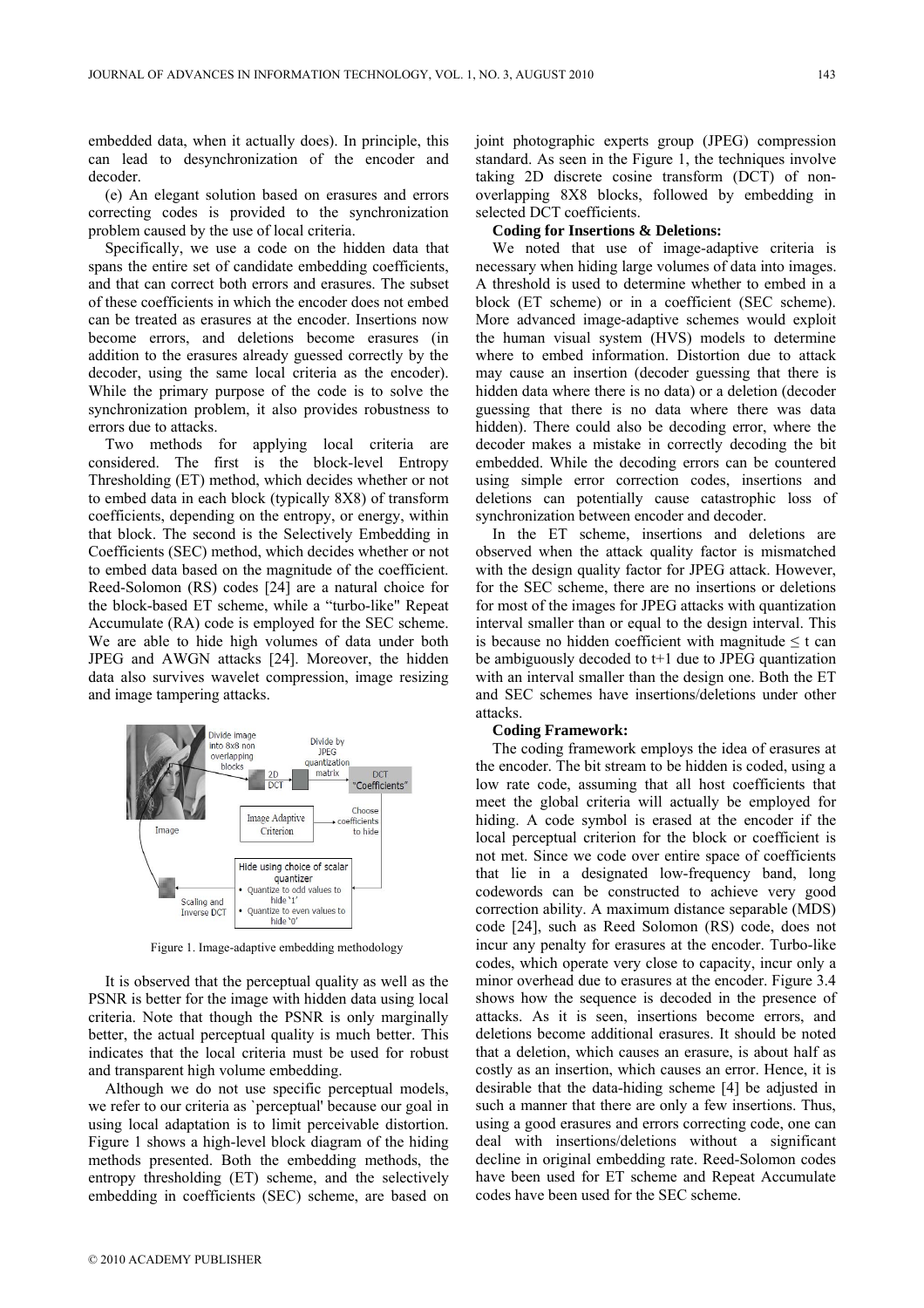embedded data, when it actually does). In principle, this can lead to desynchronization of the encoder and decoder.

(e) An elegant solution based on erasures and errors correcting codes is provided to the synchronization problem caused by the use of local criteria.

Specifically, we use a code on the hidden data that spans the entire set of candidate embedding coefficients, and that can correct both errors and erasures. The subset of these coefficients in which the encoder does not embed can be treated as erasures at the encoder. Insertions now become errors, and deletions become erasures (in addition to the erasures already guessed correctly by the decoder, using the same local criteria as the encoder). While the primary purpose of the code is to solve the synchronization problem, it also provides robustness to errors due to attacks.

Two methods for applying local criteria are considered. The first is the block-level Entropy Thresholding (ET) method, which decides whether or not to embed data in each block (typically 8X8) of transform coefficients, depending on the entropy, or energy, within that block. The second is the Selectively Embedding in Coefficients (SEC) method, which decides whether or not to embed data based on the magnitude of the coefficient. Reed-Solomon (RS) codes [24] are a natural choice for the block-based ET scheme, while a "turbo-like" Repeat Accumulate (RA) code is employed for the SEC scheme. We are able to hide high volumes of data under both JPEG and AWGN attacks [24]. Moreover, the hidden data also survives wavelet compression, image resizing and image tampering attacks.

Figure 1. Image-adaptive embedding methodology

It is observed that the perceptual quality as well as the PSNR is better for the image with hidden data using local criteria. Note that though the PSNR is only marginally better, the actual perceptual quality is much better. This indicates that the local criteria must be used for robust and transparent high volume embedding.

Although we do not use specific perceptual models, we refer to our criteria as `perceptual' because our goal in using local adaptation is to limit perceivable distortion. Figure 1 shows a high-level block diagram of the hiding methods presented. Both the embedding methods, the entropy thresholding (ET) scheme, and the selectively embedding in coefficients (SEC) scheme, are based on joint photographic experts group (JPEG) compression standard. As seen in the Figure 1, the techniques involve taking 2D discrete cosine transform (DCT) of non-overlapping 8X8 blocks, followed by embedding in selected DCT coefficients.

**Coding for Insertions & Deletions:**

We noted that use of image-adaptive criteria is necessary when hiding large volumes of data into images. A threshold is used to determine whether to embed in a block (ET scheme) or in a coefficient (SEC scheme). More advanced image-adaptive schemes would exploit the human visual system (HVS) models to determine where to embed information. Distortion due to attack may cause an insertion (decoder guessing that there is hidden data where there is no data) or a deletion (decoder guessing that there is no data where there was data hidden). There could also be decoding error, where the decoder makes a mistake in correctly decoding the bit embedded. While the decoding errors can be countered using simple error correction codes, insertions and deletions can potentially cause catastrophic loss of synchronization between encoder and decoder.

In the ET scheme, insertions and deletions are observed when the attack quality factor is mismatched with the design quality factor for JPEG attack. However, for the SEC scheme, there are no insertions or deletions for most of the images for JPEG attacks with quantization interval smaller than or equal to the design interval. This is because no hidden coefficient with magnitude $\leq t$ can be ambiguously decoded to $t+1$ due to JPEG quantization with an interval smaller than the design one. Both the ET and SEC schemes have insertions/deletions under other attacks.

**Coding Framework:**

The coding framework employs the idea of erasures at the encoder. The bit stream to be hidden is coded, using a low rate code, assuming that all host coefficients that meet the global criteria will actually be employed for hiding. A code symbol is erased at the encoder if the local perceptual criterion for the block or coefficient is not met. Since we code over entire space of coefficients that lie in a designated low-frequency band, long codewords can be constructed to achieve very good correction ability. A maximum distance separable (MDS) code [24], such as Reed Solomon (RS) code, does not incur any penalty for erasures at the encoder. Turbo-like codes, which operate very close to capacity, incur only a minor overhead due to erasures at the encoder. Figure 3.4 shows how the sequence is decoded in the presence of attacks. As it is seen, insertions become errors, and deletions become additional erasures. It should be noted that a deletion, which causes an erasure, is about half as costly as an insertion, which causes an error. Hence, it is desirable that the data-hiding scheme [4] be adjusted in such a manner that there are only a few insertions. Thus, using a good erasures and errors correcting code, one can deal with insertions/deletions without a significant decline in original embedding rate. Reed-Solomon codes have been used for ET scheme and Repeat Accumulate codes have been used for the SEC scheme.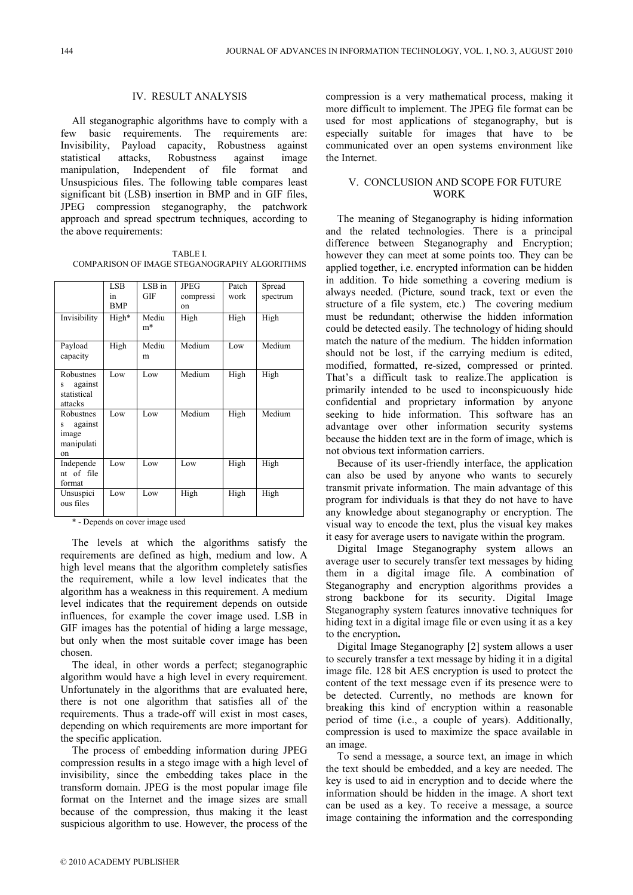## IV. RESULT ANALYSIS

All steganographic algorithms have to comply with a few basic requirements. The requirements are: Invisibility, Payload capacity, Robustness against statistical attacks, Robustness against image manipulation, Independent of file format and Unsuspicious files. The following table compares least significant bit (LSB) insertion in BMP and in GIF files, JPEG compression steganography, the patchwork approach and spread spectrum techniques, according to the above requirements:

TABLE I.
COMPARISON OF IMAGE STEGANOGRAPHY ALGORITHMS

| | LSB in BMP | LSB in GIF | JPEG compression | Patch work | Spread spectrum |
|---|---|---|---|---|---|
| Invisibility | High* | Medium* | High | High | High |
| Payload capacity | High | Medium | Medium | Low | Medium |
| Robustness against statistical attacks | Low | Low | Medium | High | High |
| Robustness against image manipulation | Low | Low | Medium | High | Medium |
| Independent of file format | Low | Low | Low | High | High |
| Unsuspicious files | Low | Low | High | High | High |

* - Depends on cover image used

The levels at which the algorithms satisfy the requirements are defined as high, medium and low. A high level means that the algorithm completely satisfies the requirement, while a low level indicates that the algorithm has a weakness in this requirement. A medium level indicates that the requirement depends on outside influences, for example the cover image used. LSB in GIF images has the potential of hiding a large message, but only when the most suitable cover image has been chosen.

The ideal, in other words a perfect; steganographic algorithm would have a high level in every requirement. Unfortunately in the algorithms that are evaluated here, there is not one algorithm that satisfies all of the requirements. Thus a trade-off will exist in most cases, depending on which requirements are more important for the specific application.

The process of embedding information during JPEG compression results in a stego image with a high level of invisibility, since the embedding takes place in the transform domain. JPEG is the most popular image file format on the Internet and the image sizes are small because of the compression, thus making it the least suspicious algorithm to use. However, the process of the compression is a very mathematical process, making it more difficult to implement. The JPEG file format can be used for most applications of steganography, but is especially suitable for images that have to be communicated over an open systems environment like the Internet.

## V. CONCLUSION AND SCOPE FOR FUTURE WORK

The meaning of Steganography is hiding information and the related technologies. There is a principal difference between Steganography and Encryption; however they can meet at some points too. They can be applied together, i.e. encrypted information can be hidden in addition. To hide something a covering medium is always needed. (Picture, sound track, text or even the structure of a file system, etc.) The covering medium must be redundant; otherwise the hidden information could be detected easily. The technology of hiding should match the nature of the medium. The hidden information should not be lost, if the carrying medium is edited, modified, formatted, re-sized, compressed or printed. That's a difficult task to realize.The application is primarily intended to be used to inconspicuously hide confidential and proprietary information by anyone seeking to hide information. This software has an advantage over other information security systems because the hidden text are in the form of image, which is not obvious text information carriers.

Because of its user-friendly interface, the application can also be used by anyone who wants to securely transmit private information. The main advantage of this program for individuals is that they do not have to have any knowledge about steganography or encryption. The visual way to encode the text, plus the visual key makes it easy for average users to navigate within the program.

Digital Image Steganography system allows an average user to securely transfer text messages by hiding them in a digital image file. A combination of Steganography and encryption algorithms provides a strong backbone for its security. Digital Image Steganography system features innovative techniques for hiding text in a digital image file or even using it as a key to the encryption**.**

Digital Image Steganography [2] system allows a user to securely transfer a text message by hiding it in a digital image file. 128 bit AES encryption is used to protect the content of the text message even if its presence were to be detected. Currently, no methods are known for breaking this kind of encryption within a reasonable period of time (i.e., a couple of years). Additionally, compression is used to maximize the space available in an image.

To send a message, a source text, an image in which the text should be embedded, and a key are needed. The key is used to aid in encryption and to decide where the information should be hidden in the image. A short text can be used as a key. To receive a message, a source image containing the information and the corresponding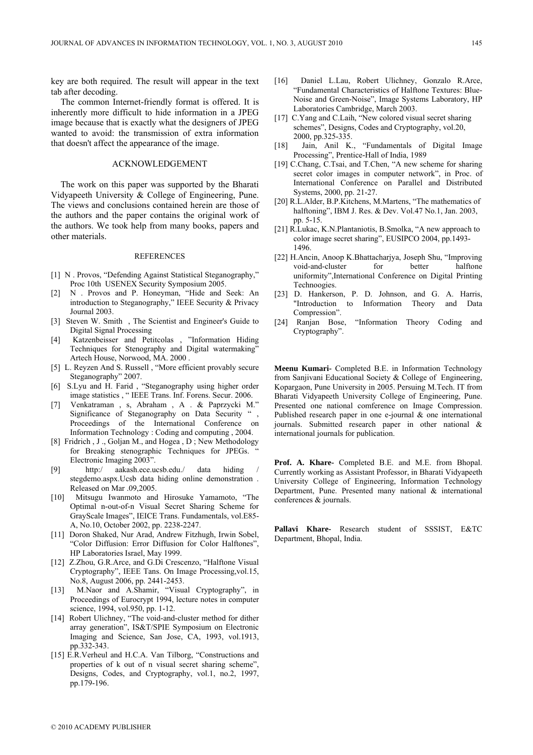key are both required. The result will appear in the text tab after decoding.

The common Internet-friendly format is offered. It is inherently more difficult to hide information in a JPEG image because that is exactly what the designers of JPEG wanted to avoid: the transmission of extra information that doesn't affect the appearance of the image.

## ACKNOWLEDGEMENT

The work on this paper was supported by the Bharati Vidyapeeth University & College of Engineering, Pune. The views and conclusions contained herein are those of the authors and the paper contains the original work of the authors. We took help from many books, papers and other materials.

## REFERENCES

[1] N . Provos, "Defending Against Statistical Steganography," Proc 10th USENEX Security Symposium 2005.

[2] N . Provos and P. Honeyman, "Hide and Seek: An introduction to Steganography," IEEE Security & Privacy Journal 2003.

[3] Steven W. Smith , The Scientist and Engineer's Guide to Digital Signal Processing

[4] Katzenbeisser and Petitcolas , "Information Hiding Techniques for Stenography and Digital watermaking" Artech House, Norwood, MA. 2000 .

[5] L. Reyzen And S. Russell , "More efficient provably secure Steganography" 2007.

[6] S.Lyu and H. Farid , "Steganography using higher order image statistics , " IEEE Trans. Inf. Forens. Secur. 2006.

[7] Venkatraman , s, Abraham , A . & Paprzycki M." Significance of Steganography on Data Security " , Proceedings of the International Conference on Information Technology : Coding and computing , 2004.

[8] Fridrich , J ., Goljan M., and Hogea , D ; New Methodology for Breaking stenographic Techniques for JPEGs. " Electronic Imaging 2003".

[9] http:/ aakash.ece.ucsb.edu./ data hiding / stegdemo.aspx.Ucsb data hiding online demonstration . Released on Mar .09,2005.

[10] Mitsugu Iwanmoto and Hirosuke Yamamoto, "The Optimal n-out-of-n Visual Secret Sharing Scheme for GrayScale Images", IEICE Trans. Fundamentals, vol.E85-A, No.10, October 2002, pp. 2238-2247.

[11] Doron Shaked, Nur Arad, Andrew Fitzhugh, Irwin Sobel, "Color Diffusion: Error Diffusion for Color Halftones", HP Laboratories Israel, May 1999.

[12] Z.Zhou, G.R.Arce, and G.Di Crescenzo, "Halftone Visual Cryptography", IEEE Tans. On Image Processing,vol.15, No.8, August 2006, pp. 2441-2453.

[13] M.Naor and A.Shamir, "Visual Cryptography", in Proceedings of Eurocrypt 1994, lecture notes in computer science, 1994, vol.950, pp. 1-12.

[14] Robert Ulichney, "The void-and-cluster method for dither array generation", IS&T/SPIE Symposium on Electronic Imaging and Science, San Jose, CA, 1993, vol.1913, pp.332-343.

[15] E.R.Verheul and H.C.A. Van Tilborg, "Constructions and properties of k out of n visual secret sharing scheme", Designs, Codes, and Cryptography, vol.1, no.2, 1997, pp.179-196.

[16] Daniel L.Lau, Robert Ulichney, Gonzalo R.Arce, "Fundamental Characteristics of Halftone Textures: Blue-Noise and Green-Noise", Image Systems Laboratory, HP Laboratories Cambridge, March 2003.

[17] C.Yang and C.Laih, "New colored visual secret sharing schemes", Designs, Codes and Cryptography, vol.20, 2000, pp.325-335.

[18] Jain, Anil K., "Fundamentals of Digital Image Processing", Prentice-Hall of India, 1989

[19] C.Chang, C.Tsai, and T.Chen, "A new scheme for sharing secret color images in computer network", in Proc. of International Conference on Parallel and Distributed Systems, 2000, pp. 21-27.

[20] R.L.Alder, B.P.Kitchens, M.Martens, "The mathematics of halftoning", IBM J. Res. & Dev. Vol.47 No.1, Jan. 2003, pp. 5-15.

[21] R.Lukac, K.N.Plantaniotis, B.Smolka, "A new approach to color image secret sharing", EUSIPCO 2004, pp.1493-1496.

[22] H.Ancin, Anoop K.Bhattacharjya, Joseph Shu, "Improving void-and-cluster for better halftone uniformity",International Conference on Digital Printing Technoogies.

[23] D. Hankerson, P. D. Johnson, and G. A. Harris, "Introduction to Information Theory and Data Compression".

[24] Ranjan Bose, "Information Theory Coding and Cryptography".

**Meenu Kumari-** Completed B.E. in Information Technology from Sanjivani Educational Society & College of Engineering, Kopargaon, Pune University in 2005. Persuing M.Tech. IT from Bharati Vidyapeeth University College of Engineering, Pune. Presented one national comference on Image Compression. Published research paper in one e-journal & one international journals. Submitted research paper in other national & international journals for publication.

**Prof. A. Khare-** Completed B.E. and M.E. from Bhopal. Currently working as Assistant Professor, in Bharati Vidyapeeth University College of Engineering, Information Technology Department, Pune. Presented many national & international conferences & journals.

**Pallavi Khare-** Research student of SSSIST, E&TC Department, Bhopal, India.